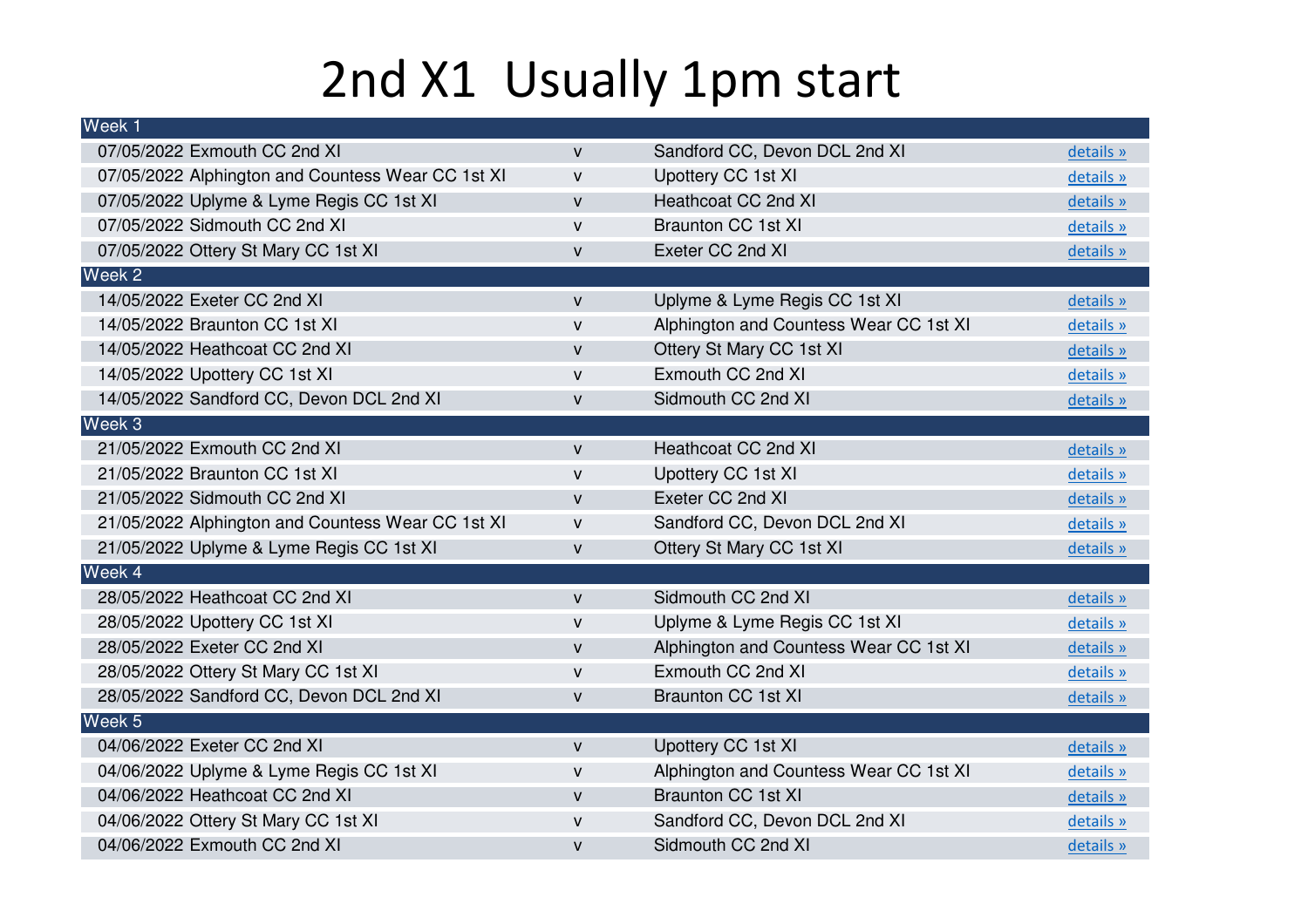# 2nd X1 Usually 1pm start

| Week 1 | | | |
|---|---|---|---|
| 07/05/2022 Exmouth CC 2nd XI | v | Sandford CC, Devon DCL 2nd XI | details » |
| 07/05/2022 Alphington and Countess Wear CC 1st XI | v | Upottery CC 1st XI | details » |
| 07/05/2022 Uplyme & Lyme Regis CC 1st XI | v | Heathcoat CC 2nd XI | details » |
| 07/05/2022 Sidmouth CC 2nd XI | v | Braunton CC 1st XI | details » |
| 07/05/2022 Ottery St Mary CC 1st XI | v | Exeter CC 2nd XI | details » |
| **Week 2** | | | |
| 14/05/2022 Exeter CC 2nd XI | v | Uplyme & Lyme Regis CC 1st XI | details » |
| 14/05/2022 Braunton CC 1st XI | v | Alphington and Countess Wear CC 1st XI | details » |
| 14/05/2022 Heathcoat CC 2nd XI | v | Ottery St Mary CC 1st XI | details » |
| 14/05/2022 Upottery CC 1st XI | v | Exmouth CC 2nd XI | details » |
| 14/05/2022 Sandford CC, Devon DCL 2nd XI | v | Sidmouth CC 2nd XI | details » |
| **Week 3** | | | |
| 21/05/2022 Exmouth CC 2nd XI | v | Heathcoat CC 2nd XI | details » |
| 21/05/2022 Braunton CC 1st XI | v | Upottery CC 1st XI | details » |
| 21/05/2022 Sidmouth CC 2nd XI | v | Exeter CC 2nd XI | details » |
| 21/05/2022 Alphington and Countess Wear CC 1st XI | v | Sandford CC, Devon DCL 2nd XI | details » |
| 21/05/2022 Uplyme & Lyme Regis CC 1st XI | v | Ottery St Mary CC 1st XI | details » |
| **Week 4** | | | |
| 28/05/2022 Heathcoat CC 2nd XI | v | Sidmouth CC 2nd XI | details » |
| 28/05/2022 Upottery CC 1st XI | v | Uplyme & Lyme Regis CC 1st XI | details » |
| 28/05/2022 Exeter CC 2nd XI | v | Alphington and Countess Wear CC 1st XI | details » |
| 28/05/2022 Ottery St Mary CC 1st XI | v | Exmouth CC 2nd XI | details » |
| 28/05/2022 Sandford CC, Devon DCL 2nd XI | v | Braunton CC 1st XI | details » |
| **Week 5** | | | |
| 04/06/2022 Exeter CC 2nd XI | v | Upottery CC 1st XI | details » |
| 04/06/2022 Uplyme & Lyme Regis CC 1st XI | v | Alphington and Countess Wear CC 1st XI | details » |
| 04/06/2022 Heathcoat CC 2nd XI | v | Braunton CC 1st XI | details » |
| 04/06/2022 Ottery St Mary CC 1st XI | v | Sandford CC, Devon DCL 2nd XI | details » |
| 04/06/2022 Exmouth CC 2nd XI | v | Sidmouth CC 2nd XI | details » |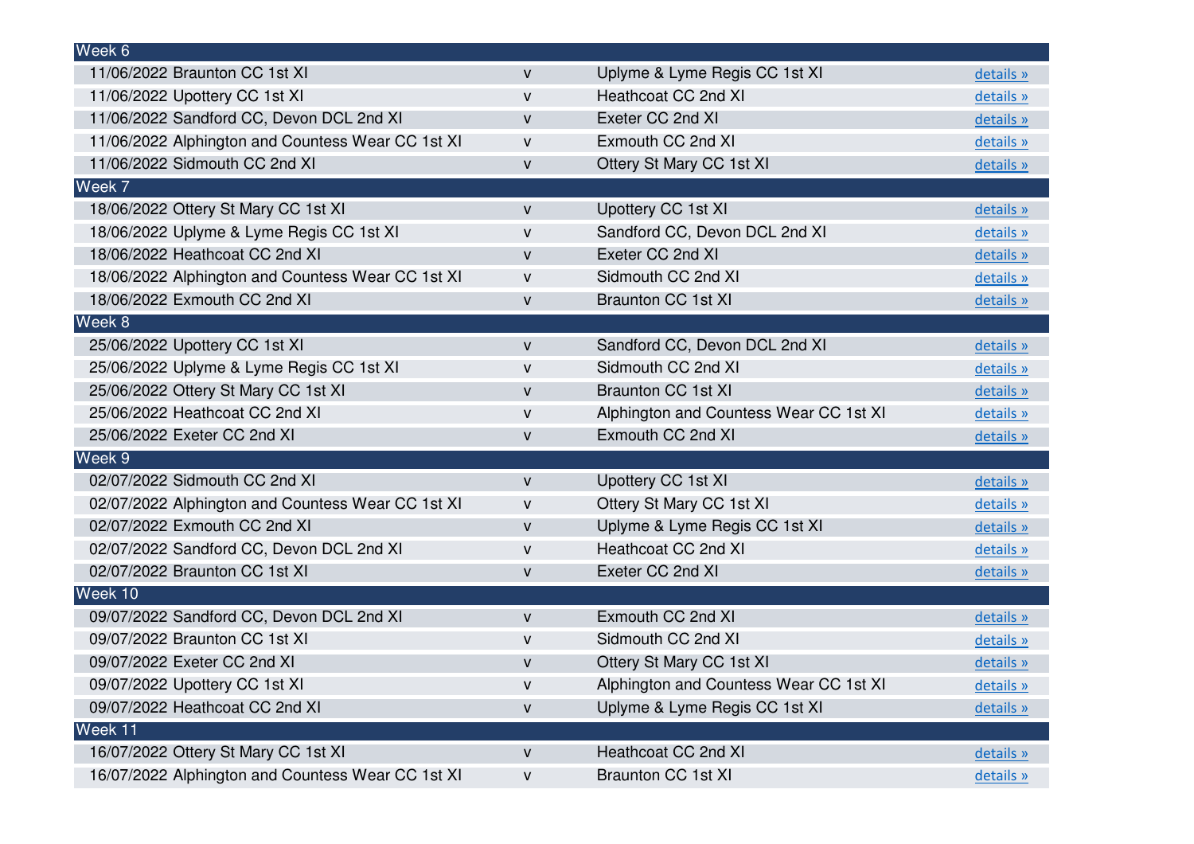| Week 6 | | | |
|---|---|---|---|
| 11/06/2022 Braunton CC 1st XI | v | Uplyme & Lyme Regis CC 1st XI | details » |
| 11/06/2022 Upottery CC 1st XI | v | Heathcoat CC 2nd XI | details » |
| 11/06/2022 Sandford CC, Devon DCL 2nd XI | v | Exeter CC 2nd XI | details » |
| 11/06/2022 Alphington and Countess Wear CC 1st XI | v | Exmouth CC 2nd XI | details » |
| 11/06/2022 Sidmouth CC 2nd XI | v | Ottery St Mary CC 1st XI | details » |
| **Week 7** | | | |
| 18/06/2022 Ottery St Mary CC 1st XI | v | Upottery CC 1st XI | details » |
| 18/06/2022 Uplyme & Lyme Regis CC 1st XI | v | Sandford CC, Devon DCL 2nd XI | details » |
| 18/06/2022 Heathcoat CC 2nd XI | v | Exeter CC 2nd XI | details » |
| 18/06/2022 Alphington and Countess Wear CC 1st XI | v | Sidmouth CC 2nd XI | details » |
| 18/06/2022 Exmouth CC 2nd XI | v | Braunton CC 1st XI | details » |
| **Week 8** | | | |
| 25/06/2022 Upottery CC 1st XI | v | Sandford CC, Devon DCL 2nd XI | details » |
| 25/06/2022 Uplyme & Lyme Regis CC 1st XI | v | Sidmouth CC 2nd XI | details » |
| 25/06/2022 Ottery St Mary CC 1st XI | v | Braunton CC 1st XI | details » |
| 25/06/2022 Heathcoat CC 2nd XI | v | Alphington and Countess Wear CC 1st XI | details » |
| 25/06/2022 Exeter CC 2nd XI | v | Exmouth CC 2nd XI | details » |
| **Week 9** | | | |
| 02/07/2022 Sidmouth CC 2nd XI | v | Upottery CC 1st XI | details » |
| 02/07/2022 Alphington and Countess Wear CC 1st XI | v | Ottery St Mary CC 1st XI | details » |
| 02/07/2022 Exmouth CC 2nd XI | v | Uplyme & Lyme Regis CC 1st XI | details » |
| 02/07/2022 Sandford CC, Devon DCL 2nd XI | v | Heathcoat CC 2nd XI | details » |
| 02/07/2022 Braunton CC 1st XI | v | Exeter CC 2nd XI | details » |
| **Week 10** | | | |
| 09/07/2022 Sandford CC, Devon DCL 2nd XI | v | Exmouth CC 2nd XI | details » |
| 09/07/2022 Braunton CC 1st XI | v | Sidmouth CC 2nd XI | details » |
| 09/07/2022 Exeter CC 2nd XI | v | Ottery St Mary CC 1st XI | details » |
| 09/07/2022 Upottery CC 1st XI | v | Alphington and Countess Wear CC 1st XI | details » |
| 09/07/2022 Heathcoat CC 2nd XI | v | Uplyme & Lyme Regis CC 1st XI | details » |
| **Week 11** | | | |
| 16/07/2022 Ottery St Mary CC 1st XI | v | Heathcoat CC 2nd XI | details » |
| 16/07/2022 Alphington and Countess Wear CC 1st XI | v | Braunton CC 1st XI | details » |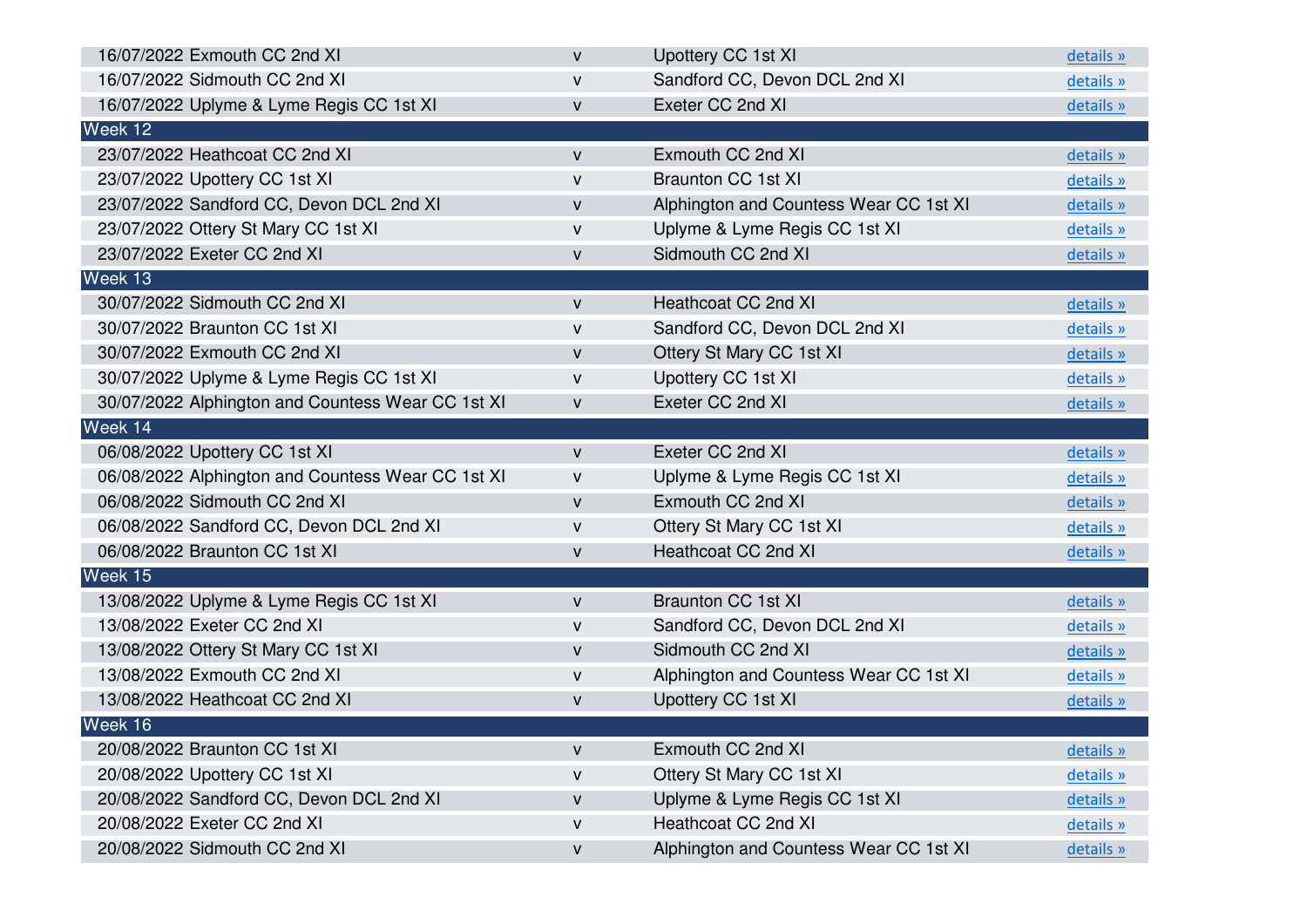| | | | |
|---|---|---|---|
| 16/07/2022 Exmouth CC 2nd XI | v | Upottery CC 1st XI | details » |
| 16/07/2022 Sidmouth CC 2nd XI | v | Sandford CC, Devon DCL 2nd XI | details » |
| 16/07/2022 Uplyme & Lyme Regis CC 1st XI | v | Exeter CC 2nd XI | details » |
| **Week 12** | | | |
| 23/07/2022 Heathcoat CC 2nd XI | v | Exmouth CC 2nd XI | details » |
| 23/07/2022 Upottery CC 1st XI | v | Braunton CC 1st XI | details » |
| 23/07/2022 Sandford CC, Devon DCL 2nd XI | v | Alphington and Countess Wear CC 1st XI | details » |
| 23/07/2022 Ottery St Mary CC 1st XI | v | Uplyme & Lyme Regis CC 1st XI | details » |
| 23/07/2022 Exeter CC 2nd XI | v | Sidmouth CC 2nd XI | details » |
| **Week 13** | | | |
| 30/07/2022 Sidmouth CC 2nd XI | v | Heathcoat CC 2nd XI | details » |
| 30/07/2022 Braunton CC 1st XI | v | Sandford CC, Devon DCL 2nd XI | details » |
| 30/07/2022 Exmouth CC 2nd XI | v | Ottery St Mary CC 1st XI | details » |
| 30/07/2022 Uplyme & Lyme Regis CC 1st XI | v | Upottery CC 1st XI | details » |
| 30/07/2022 Alphington and Countess Wear CC 1st XI | v | Exeter CC 2nd XI | details » |
| **Week 14** | | | |
| 06/08/2022 Upottery CC 1st XI | v | Exeter CC 2nd XI | details » |
| 06/08/2022 Alphington and Countess Wear CC 1st XI | v | Uplyme & Lyme Regis CC 1st XI | details » |
| 06/08/2022 Sidmouth CC 2nd XI | v | Exmouth CC 2nd XI | details » |
| 06/08/2022 Sandford CC, Devon DCL 2nd XI | v | Ottery St Mary CC 1st XI | details » |
| 06/08/2022 Braunton CC 1st XI | v | Heathcoat CC 2nd XI | details » |
| **Week 15** | | | |
| 13/08/2022 Uplyme & Lyme Regis CC 1st XI | v | Braunton CC 1st XI | details » |
| 13/08/2022 Exeter CC 2nd XI | v | Sandford CC, Devon DCL 2nd XI | details » |
| 13/08/2022 Ottery St Mary CC 1st XI | v | Sidmouth CC 2nd XI | details » |
| 13/08/2022 Exmouth CC 2nd XI | v | Alphington and Countess Wear CC 1st XI | details » |
| 13/08/2022 Heathcoat CC 2nd XI | v | Upottery CC 1st XI | details » |
| **Week 16** | | | |
| 20/08/2022 Braunton CC 1st XI | v | Exmouth CC 2nd XI | details » |
| 20/08/2022 Upottery CC 1st XI | v | Ottery St Mary CC 1st XI | details » |
| 20/08/2022 Sandford CC, Devon DCL 2nd XI | v | Uplyme & Lyme Regis CC 1st XI | details » |
| 20/08/2022 Exeter CC 2nd XI | v | Heathcoat CC 2nd XI | details » |
| 20/08/2022 Sidmouth CC 2nd XI | v | Alphington and Countess Wear CC 1st XI | details » |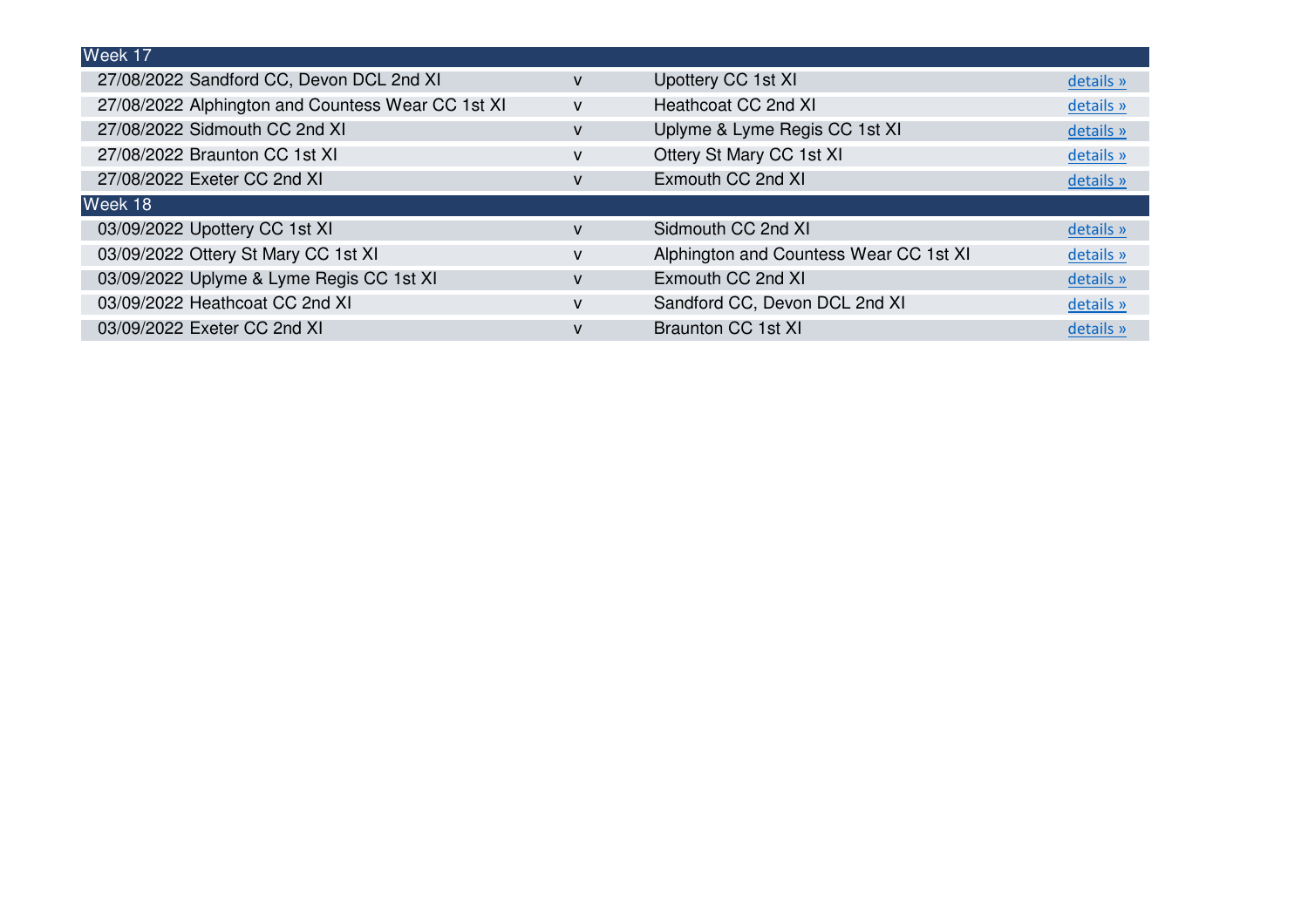| | | | |
|---|---|---|---|
| **Week 17** | | | |
| 27/08/2022 Sandford CC, Devon DCL 2nd XI | v | Upottery CC 1st XI | details » |
| 27/08/2022 Alphington and Countess Wear CC 1st XI | v | Heathcoat CC 2nd XI | details » |
| 27/08/2022 Sidmouth CC 2nd XI | v | Uplyme & Lyme Regis CC 1st XI | details » |
| 27/08/2022 Braunton CC 1st XI | v | Ottery St Mary CC 1st XI | details » |
| 27/08/2022 Exeter CC 2nd XI | v | Exmouth CC 2nd XI | details » |
| **Week 18** | | | |
| 03/09/2022 Upottery CC 1st XI | v | Sidmouth CC 2nd XI | details » |
| 03/09/2022 Ottery St Mary CC 1st XI | v | Alphington and Countess Wear CC 1st XI | details » |
| 03/09/2022 Uplyme & Lyme Regis CC 1st XI | v | Exmouth CC 2nd XI | details » |
| 03/09/2022 Heathcoat CC 2nd XI | v | Sandford CC, Devon DCL 2nd XI | details » |
| 03/09/2022 Exeter CC 2nd XI | v | Braunton CC 1st XI | details » |